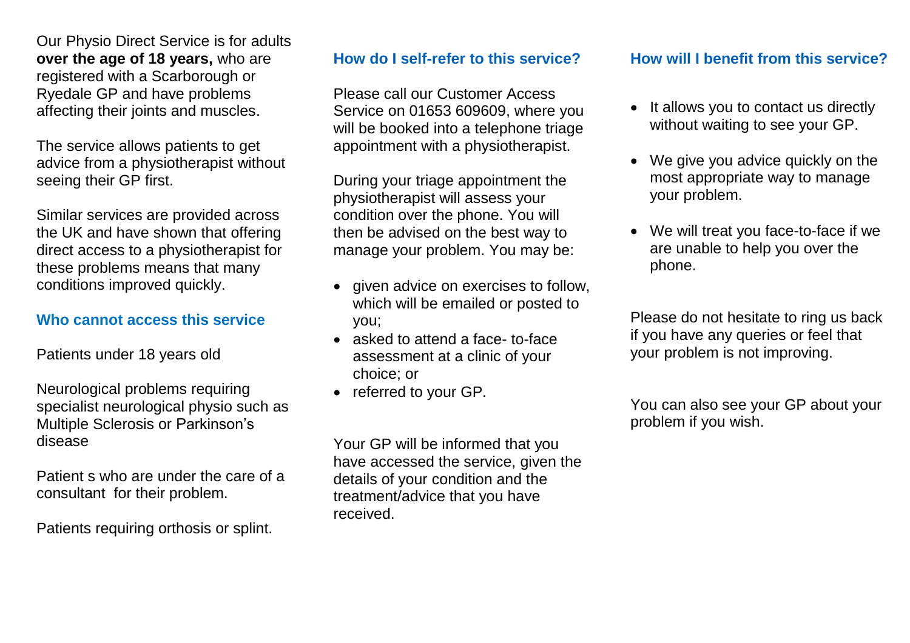Our Physio Direct Service is for adults **over the age of 18 years,** who are registered with a Scarborough or Ryedale GP and have problems affecting their joints and muscles.

The service allows patients to get advice from a physiotherapist without seeing their GP first.

Similar services are provided across the UK and have shown that offering direct access to a physiotherapist for these problems means that many conditions improved quickly.

## Who cannot access this service

Patients under 18 years old

Neurological problems requiring specialist neurological physio such as Multiple Sclerosis or Parkinson's disease

Patient s who are under the care of a consultant for their problem.

Patients requiring orthosis or splint.

## How do I self-refer to this service?

Please call our Customer Access Service on 01653 609609, where you will be booked into a telephone triage appointment with a physiotherapist.

During your triage appointment the physiotherapist will assess your condition over the phone. You will then be advised on the best way to manage your problem. You may be:

- given advice on exercises to follow, which will be emailed or posted to you;
- asked to attend a face- to-face assessment at a clinic of your choice; or
- referred to your GP.

Your GP will be informed that you have accessed the service, given the details of your condition and the treatment/advice that you have received.

## How will I benefit from this service?

- It allows you to contact us directly without waiting to see your GP.
- We give you advice quickly on the most appropriate way to manage your problem.
- We will treat you face-to-face if we are unable to help you over the phone.

Please do not hesitate to ring us back if you have any queries or feel that your problem is not improving.

You can also see your GP about your problem if you wish.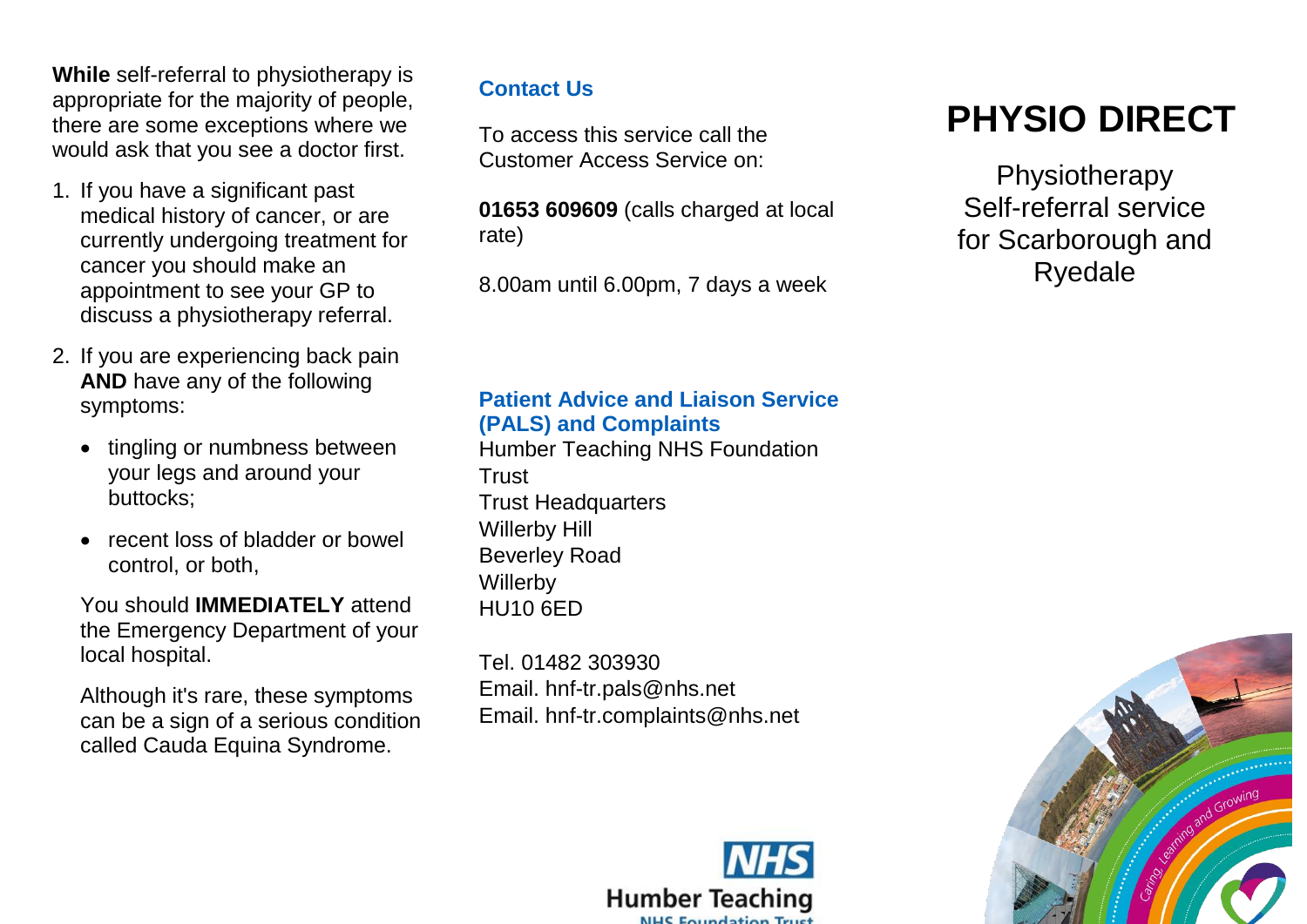**While** self-referral to physiotherapy is appropriate for the majority of people, there are some exceptions where we would ask that you see a doctor first.

1. If you have a significant past medical history of cancer, or are currently undergoing treatment for cancer you should make an appointment to see your GP to discuss a physiotherapy referral.
2. If you are experiencing back pain **AND** have any of the following symptoms:
   - tingling or numbness between your legs and around your buttocks;
   - recent loss of bladder or bowel control, or both,

   You should **IMMEDIATELY** attend the Emergency Department of your local hospital.

   Although it's rare, these symptoms can be a sign of a serious condition called Cauda Equina Syndrome.

## Contact Us

To access this service call the Customer Access Service on:

**01653 609609** (calls charged at local rate)

8.00am until 6.00pm, 7 days a week

## Patient Advice and Liaison Service (PALS) and Complaints

Humber Teaching NHS Foundation Trust
Trust Headquarters
Willerby Hill
Beverley Road
Willerby
HU10 6ED

Tel. 01482 303930
Email. hnf-tr.pals@nhs.net
Email. hnf-tr.complaints@nhs.net

NHS
Humber Teaching
NHS Foundation Trust

# PHYSIO DIRECT

Physiotherapy Self-referral service for Scarborough and Ryedale

Caring, Learning and Growing